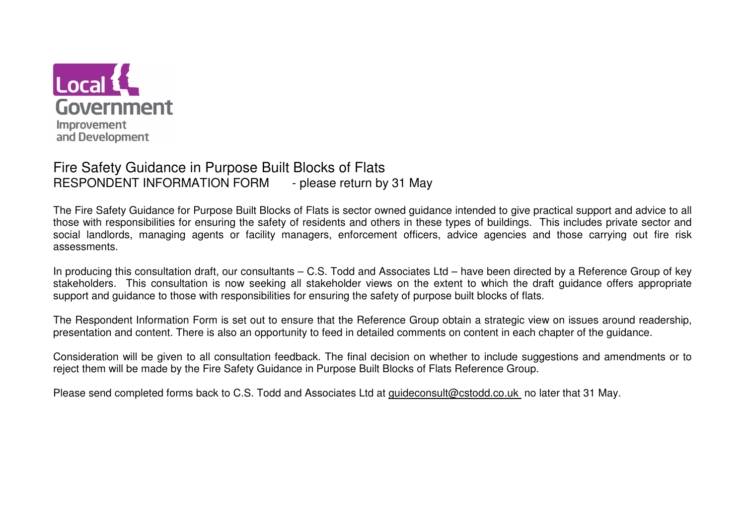Local Government Improvement and Development

# Fire Safety Guidance in Purpose Built Blocks of Flats

## RESPONDENT INFORMATION FORM - please return by 31 May

The Fire Safety Guidance for Purpose Built Blocks of Flats is sector owned guidance intended to give practical support and advice to all those with responsibilities for ensuring the safety of residents and others in these types of buildings. This includes private sector and social landlords, managing agents or facility managers, enforcement officers, advice agencies and those carrying out fire risk assessments.

In producing this consultation draft, our consultants – C.S. Todd and Associates Ltd – have been directed by a Reference Group of key stakeholders. This consultation is now seeking all stakeholder views on the extent to which the draft guidance offers appropriate support and guidance to those with responsibilities for ensuring the safety of purpose built blocks of flats.

The Respondent Information Form is set out to ensure that the Reference Group obtain a strategic view on issues around readership, presentation and content. There is also an opportunity to feed in detailed comments on content in each chapter of the guidance.

Consideration will be given to all consultation feedback. The final decision on whether to include suggestions and amendments or to reject them will be made by the Fire Safety Guidance in Purpose Built Blocks of Flats Reference Group.

Please send completed forms back to C.S. Todd and Associates Ltd at guideconsult@cstodd.co.uk no later that 31 May.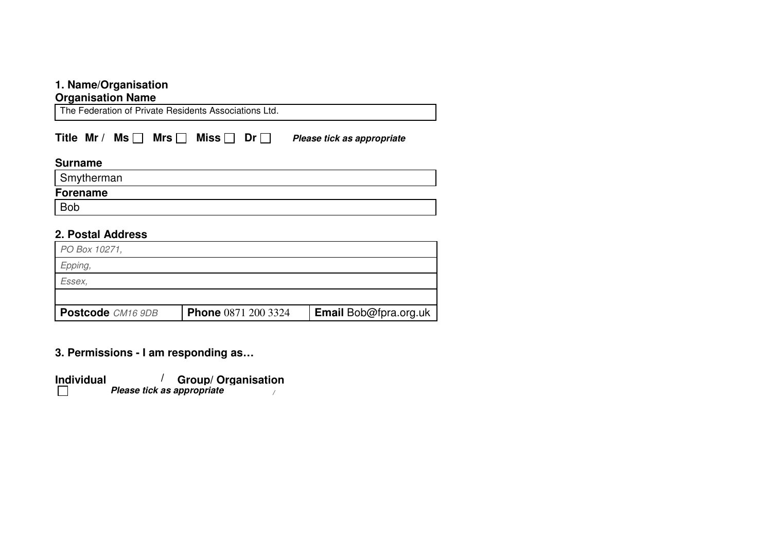## 1. Name/Organisation

**Organisation Name**

The Federation of Private Residents Associations Ltd.

**Title Mr / Ms ☐ Mrs ☐ Miss ☐ Dr ☐** ***Please tick as appropriate***

**Surname**

Smytherman

**Forename**

Bob

## 2. Postal Address

*PO Box 10271,*

*Epping,*

*Essex,*

| **Postcode** *CM16 9DB* | **Phone** 0871 200 3324 | **Email** Bob@fpra.org.uk |
|---|---|---|

## 3. Permissions - I am responding as…

**Individual** ☐ / **Group/ Organisation** /

***Please tick as appropriate***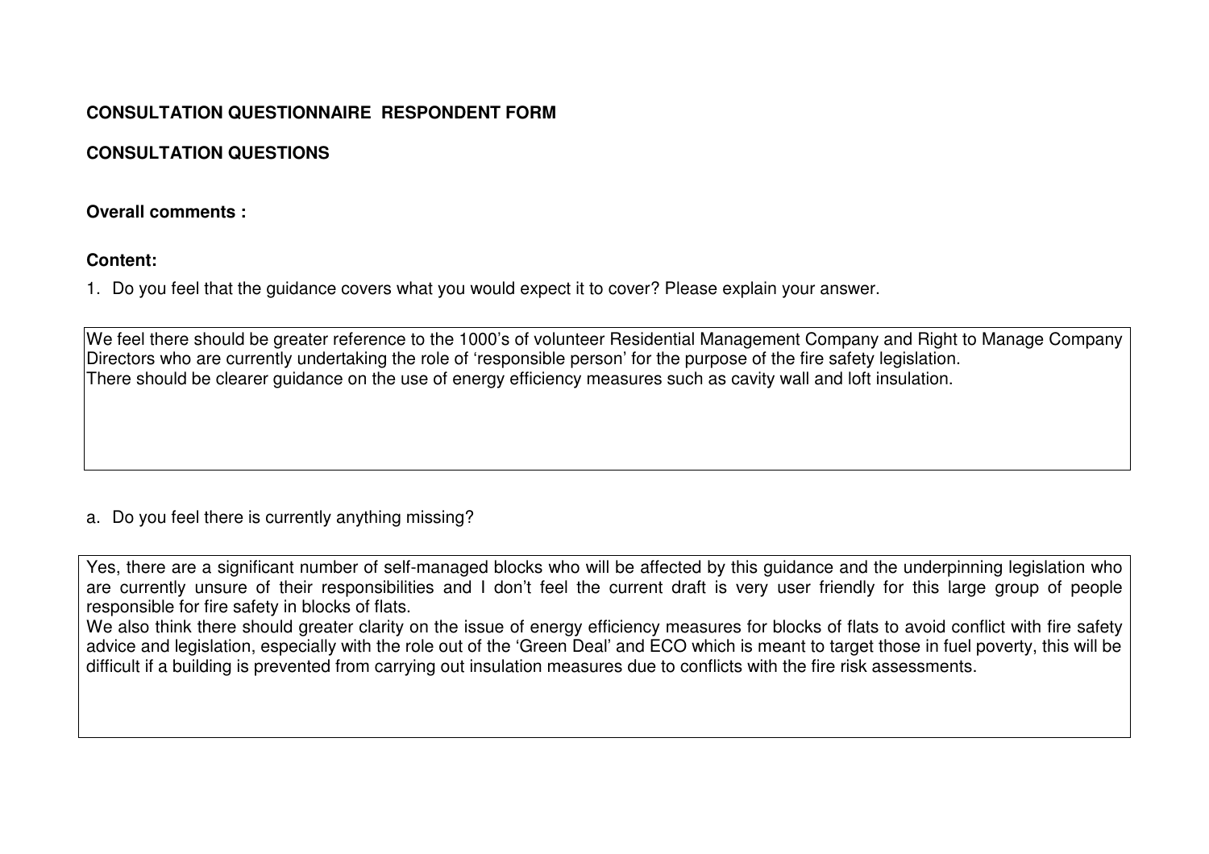**CONSULTATION QUESTIONNAIRE RESPONDENT FORM**

**CONSULTATION QUESTIONS**

**Overall comments :**

**Content:**

1. Do you feel that the guidance covers what you would expect it to cover? Please explain your answer.

> We feel there should be greater reference to the 1000's of volunteer Residential Management Company and Right to Manage Company Directors who are currently undertaking the role of 'responsible person' for the purpose of the fire safety legislation.
> There should be clearer guidance on the use of energy efficiency measures such as cavity wall and loft insulation.

a. Do you feel there is currently anything missing?

> Yes, there are a significant number of self-managed blocks who will be affected by this guidance and the underpinning legislation who are currently unsure of their responsibilities and I don't feel the current draft is very user friendly for this large group of people responsible for fire safety in blocks of flats.
> We also think there should greater clarity on the issue of energy efficiency measures for blocks of flats to avoid conflict with fire safety advice and legislation, especially with the role out of the 'Green Deal' and ECO which is meant to target those in fuel poverty, this will be difficult if a building is prevented from carrying out insulation measures due to conflicts with the fire risk assessments.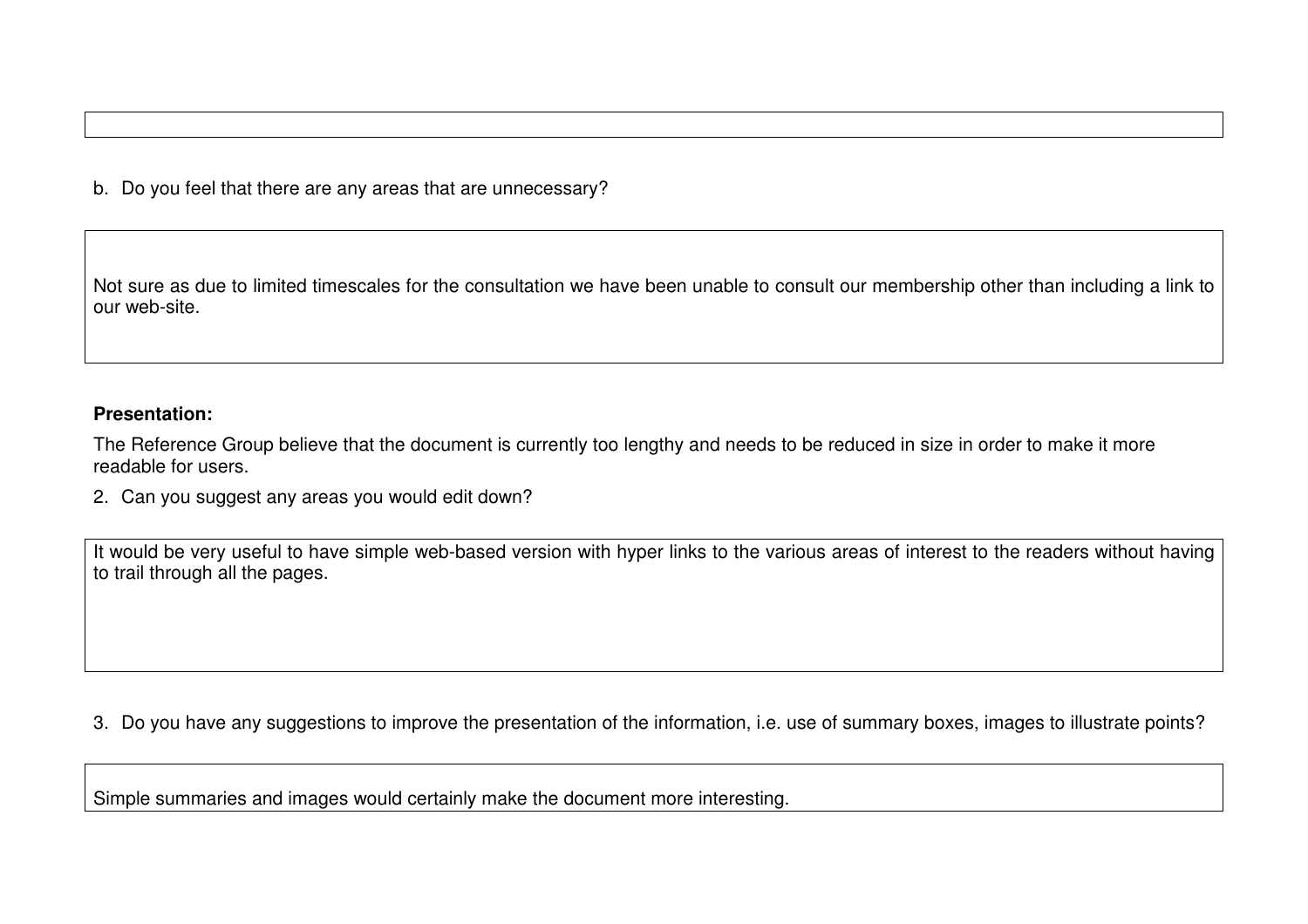b. Do you feel that there are any areas that are unnecessary?

Not sure as due to limited timescales for the consultation we have been unable to consult our membership other than including a link to our web-site.

**Presentation:**

The Reference Group believe that the document is currently too lengthy and needs to be reduced in size in order to make it more readable for users.

2. Can you suggest any areas you would edit down?

It would be very useful to have simple web-based version with hyper links to the various areas of interest to the readers without having to trail through all the pages.

3. Do you have any suggestions to improve the presentation of the information, i.e. use of summary boxes, images to illustrate points?

Simple summaries and images would certainly make the document more interesting.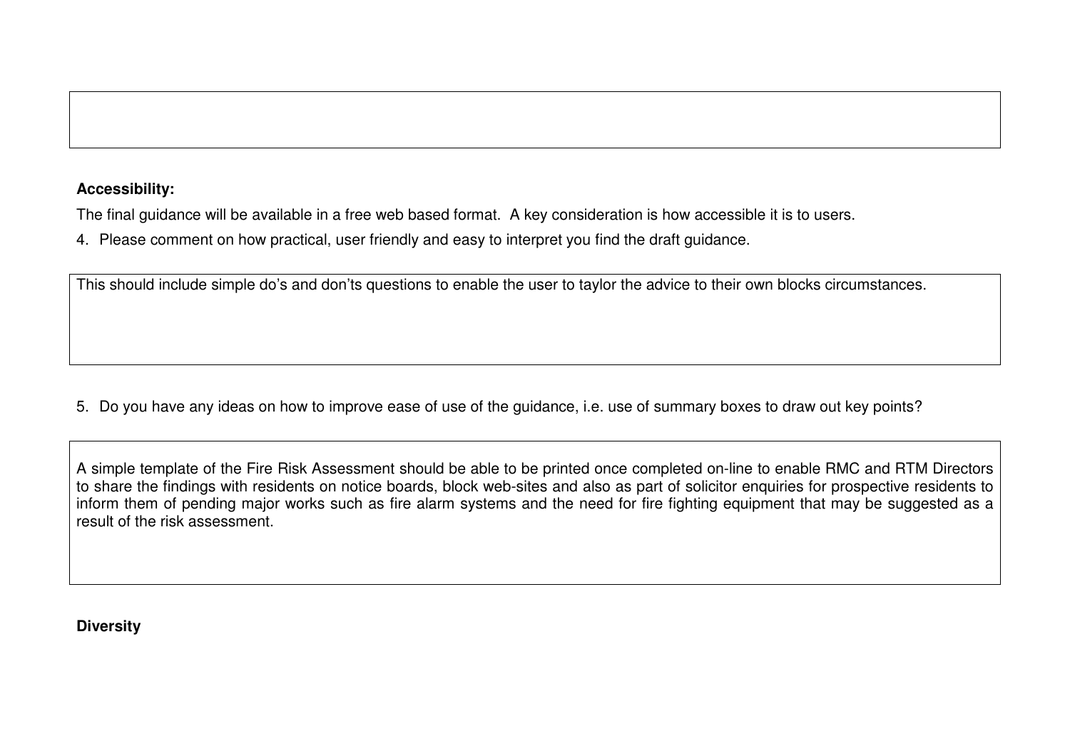**Accessibility:**

The final guidance will be available in a free web based format. A key consideration is how accessible it is to users.

4. Please comment on how practical, user friendly and easy to interpret you find the draft guidance.

> This should include simple do's and don'ts questions to enable the user to taylor the advice to their own blocks circumstances.

5. Do you have any ideas on how to improve ease of use of the guidance, i.e. use of summary boxes to draw out key points?

> A simple template of the Fire Risk Assessment should be able to be printed once completed on-line to enable RMC and RTM Directors to share the findings with residents on notice boards, block web-sites and also as part of solicitor enquiries for prospective residents to inform them of pending major works such as fire alarm systems and the need for fire fighting equipment that may be suggested as a result of the risk assessment.

**Diversity**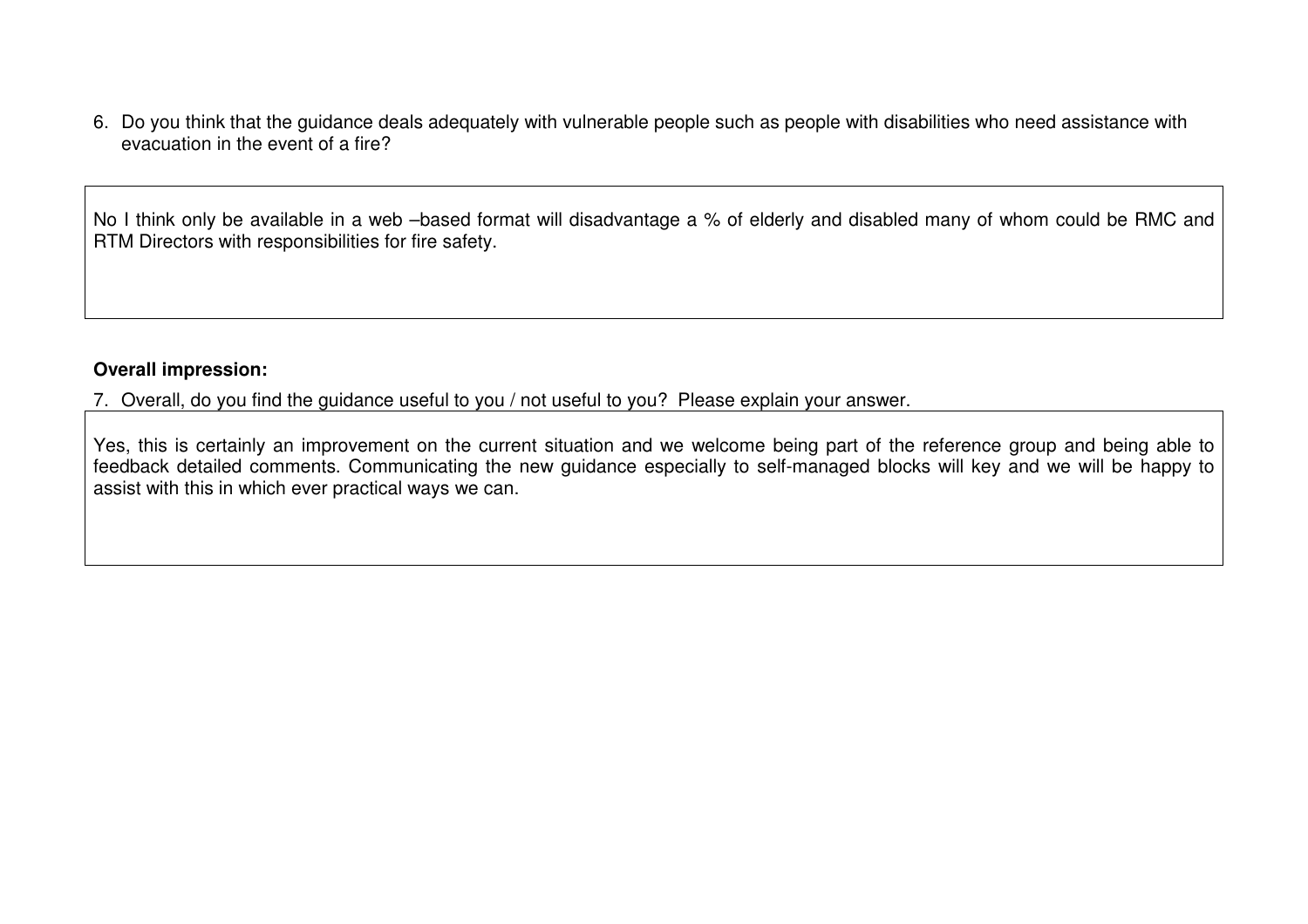6. Do you think that the guidance deals adequately with vulnerable people such as people with disabilities who need assistance with evacuation in the event of a fire?

> No I think only be available in a web –based format will disadvantage a % of elderly and disabled many of whom could be RMC and RTM Directors with responsibilities for fire safety.

**Overall impression:**

7. Overall, do you find the guidance useful to you / not useful to you? Please explain your answer.

> Yes, this is certainly an improvement on the current situation and we welcome being part of the reference group and being able to feedback detailed comments. Communicating the new guidance especially to self-managed blocks will key and we will be happy to assist with this in which ever practical ways we can.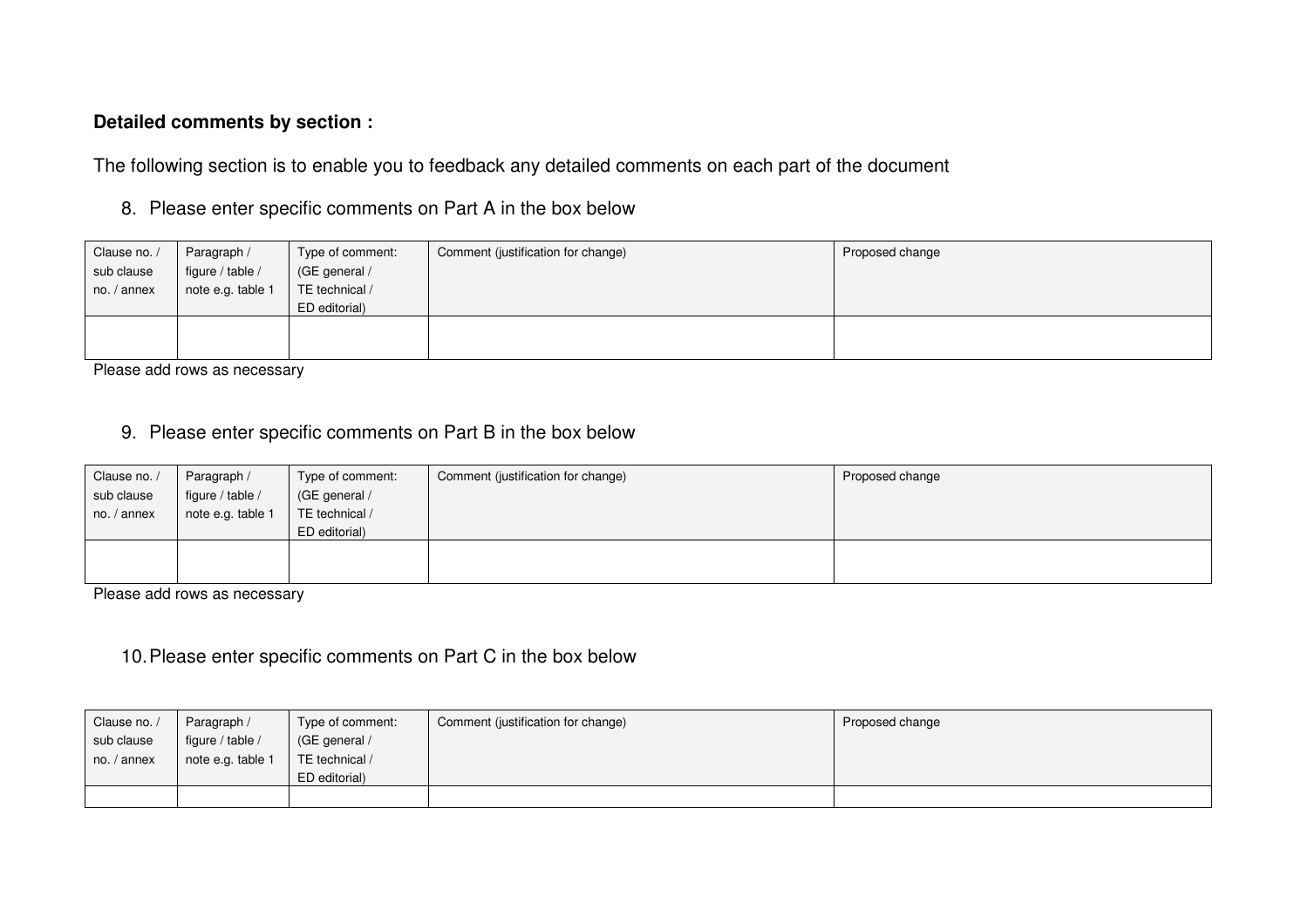**Detailed comments by section :**

The following section is to enable you to feedback any detailed comments on each part of the document

8. Please enter specific comments on Part A in the box below

| Clause no. / sub clause no. / annex | Paragraph / figure / table / note e.g. table 1 | Type of comment: (GE general / TE technical / ED editorial) | Comment (justification for change) | Proposed change |
|---|---|---|---|---|
| | | | | |

Please add rows as necessary

9. Please enter specific comments on Part B in the box below

| Clause no. / sub clause no. / annex | Paragraph / figure / table / note e.g. table 1 | Type of comment: (GE general / TE technical / ED editorial) | Comment (justification for change) | Proposed change |
|---|---|---|---|---|
| | | | | |

Please add rows as necessary

10. Please enter specific comments on Part C in the box below

| Clause no. / sub clause no. / annex | Paragraph / figure / table / note e.g. table 1 | Type of comment: (GE general / TE technical / ED editorial) | Comment (justification for change) | Proposed change |
|---|---|---|---|---|
| | | | | |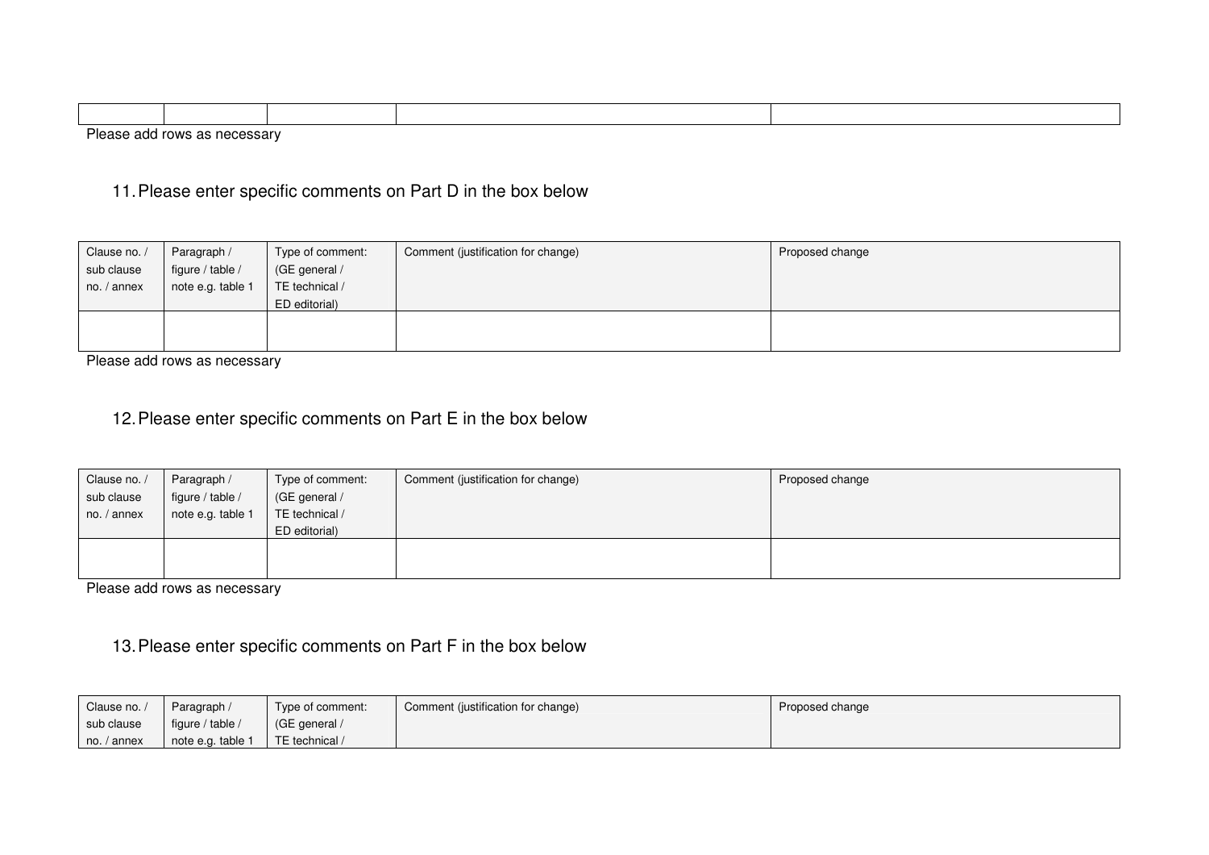| | | | | |
|---|---|---|---|---|
| | | | | |

Please add rows as necessary

11. Please enter specific comments on Part D in the box below

| Clause no. / sub clause no. / annex | Paragraph / figure / table / note e.g. table 1 | Type of comment: (GE general / TE technical / ED editorial) | Comment (justification for change) | Proposed change |
|---|---|---|---|---|
| | | | | |

Please add rows as necessary

12. Please enter specific comments on Part E in the box below

| Clause no. / sub clause no. / annex | Paragraph / figure / table / note e.g. table 1 | Type of comment: (GE general / TE technical / ED editorial) | Comment (justification for change) | Proposed change |
|---|---|---|---|---|
| | | | | |

Please add rows as necessary

13. Please enter specific comments on Part F in the box below

| Clause no. / sub clause no. / annex | Paragraph / figure / table / note e.g. table 1 | Type of comment: (GE general / TE technical / | Comment (justification for change) | Proposed change |
|---|---|---|---|---|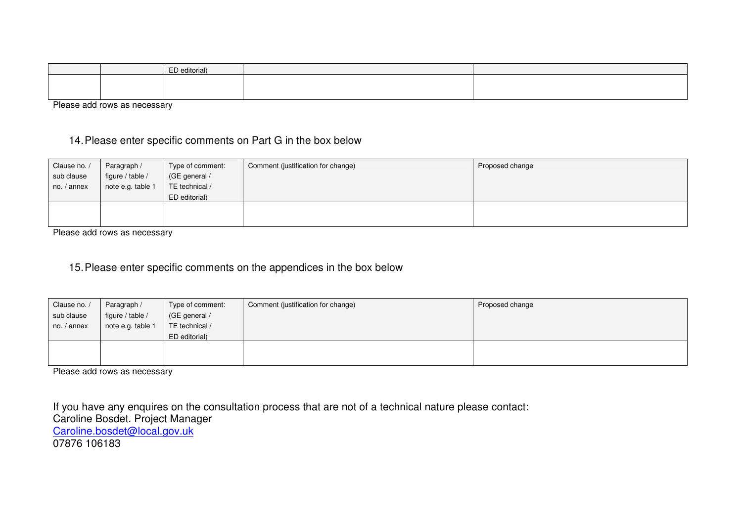| | | ED editorial) | | |
|---|---|---|---|---|
| | | | | |

Please add rows as necessary

14. Please enter specific comments on Part G in the box below

| Clause no. / sub clause no. / annex | Paragraph / figure / table / note e.g. table 1 | Type of comment: (GE general / TE technical / ED editorial) | Comment (justification for change) | Proposed change |
|---|---|---|---|---|
| | | | | |

Please add rows as necessary

15. Please enter specific comments on the appendices in the box below

| Clause no. / sub clause no. / annex | Paragraph / figure / table / note e.g. table 1 | Type of comment: (GE general / TE technical / ED editorial) | Comment (justification for change) | Proposed change |
|---|---|---|---|---|
| | | | | |

Please add rows as necessary

If you have any enquires on the consultation process that are not of a technical nature please contact:
Caroline Bosdet. Project Manager
Caroline.bosdet@local.gov.uk
07876 106183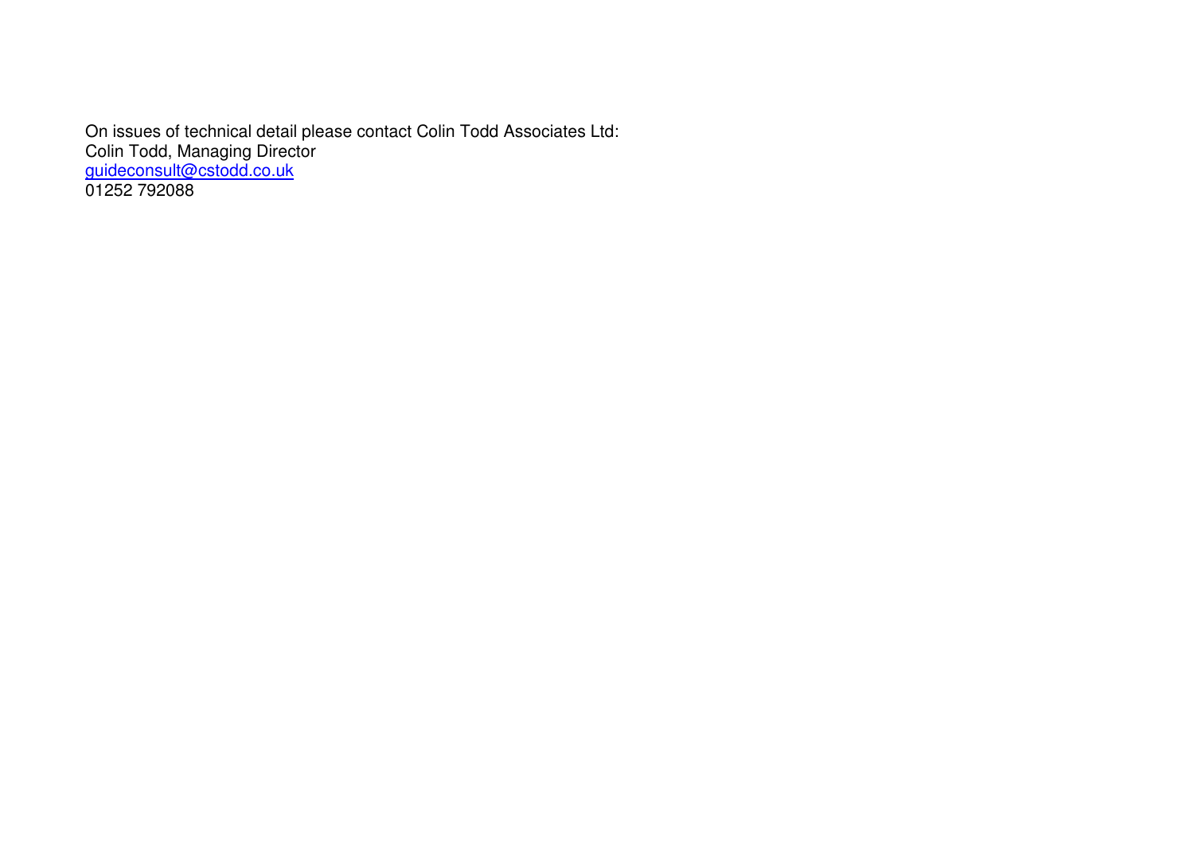On issues of technical detail please contact Colin Todd Associates Ltd:
Colin Todd, Managing Director
guideconsult@cstodd.co.uk
01252 792088